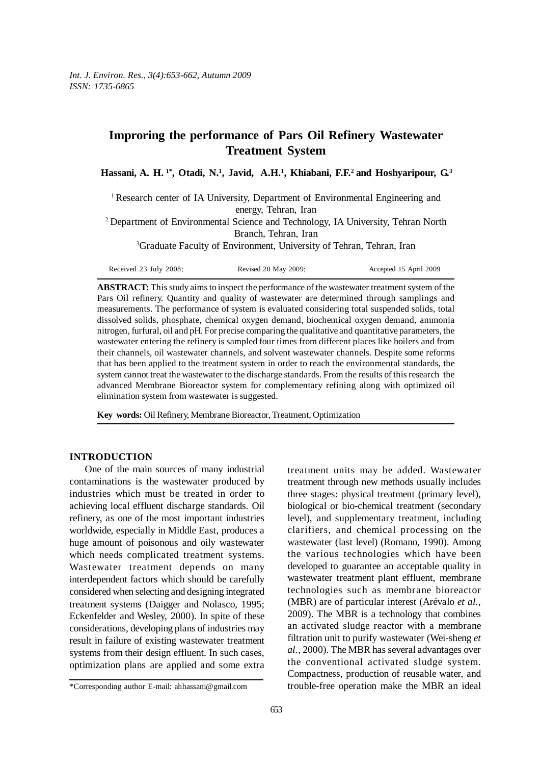# Improring the performance of Pars Oil Refinery Wastewater Treatment System

**Hassani, A. H.[1*], Otadi, N.[1], Javid, A.H.[1], Khiabani, F.F.[2] and Hoshyaripour, G.[3]**

[1] Research center of IA University, Department of Environmental Engineering and energy, Tehran, Iran

[2] Department of Environmental Science and Technology, IA University, Tehran North Branch, Tehran, Iran

[3] Graduate Faculty of Environment, University of Tehran, Tehran, Iran

Received 23 July 2008; Revised 20 May 2009; Accepted 15 April 2009

**ABSTRACT:** This study aims to inspect the performance of the wastewater treatment system of the Pars Oil refinery. Quantity and quality of wastewater are determined through samplings and measurements. The performance of system is evaluated considering total suspended solids, total dissolved solids, phosphate, chemical oxygen demand, biochemical oxygen demand, ammonia nitrogen, furfural, oil and pH. For precise comparing the qualitative and quantitative parameters, the wastewater entering the refinery is sampled four times from different places like boilers and from their channels, oil wastewater channels, and solvent wastewater channels. Despite some reforms that has been applied to the treatment system in order to reach the environmental standards, the system cannot treat the wastewater to the discharge standards. From the results of this research the advanced Membrane Bioreactor system for complementary refining along with optimized oil elimination system from wastewater is suggested.

**Key words:** Oil Refinery, Membrane Bioreactor, Treatment, Optimization

## INTRODUCTION

One of the main sources of many industrial contaminations is the wastewater produced by industries which must be treated in order to achieving local effluent discharge standards. Oil refinery, as one of the most important industries worldwide, especially in Middle East, produces a huge amount of poisonous and oily wastewater which needs complicated treatment systems. Wastewater treatment depends on many interdependent factors which should be carefully considered when selecting and designing integrated treatment systems (Daigger and Nolasco, 1995; Eckenfelder and Wesley, 2000). In spite of these considerations, developing plans of industries may result in failure of existing wastewater treatment systems from their design effluent. In such cases, optimization plans are applied and some extra treatment units may be added. Wastewater treatment through new methods usually includes three stages: physical treatment (primary level), biological or bio-chemical treatment (secondary level), and supplementary treatment, including clarifiers, and chemical processing on the wastewater (last level) (Romano, 1990). Among the various technologies which have been developed to guarantee an acceptable quality in wastewater treatment plant effluent, membrane technologies such as membrane bioreactor (MBR) are of particular interest (Arévalo *et al.,* 2009). The MBR is a technology that combines an activated sludge reactor with a membrane filtration unit to purify wastewater (Wei-sheng *et al.,* 2000). The MBR has several advantages over the conventional activated sludge system. Compactness, production of reusable water, and trouble-free operation make the MBR an ideal

*Corresponding author E-mail: ahhassani@gmail.com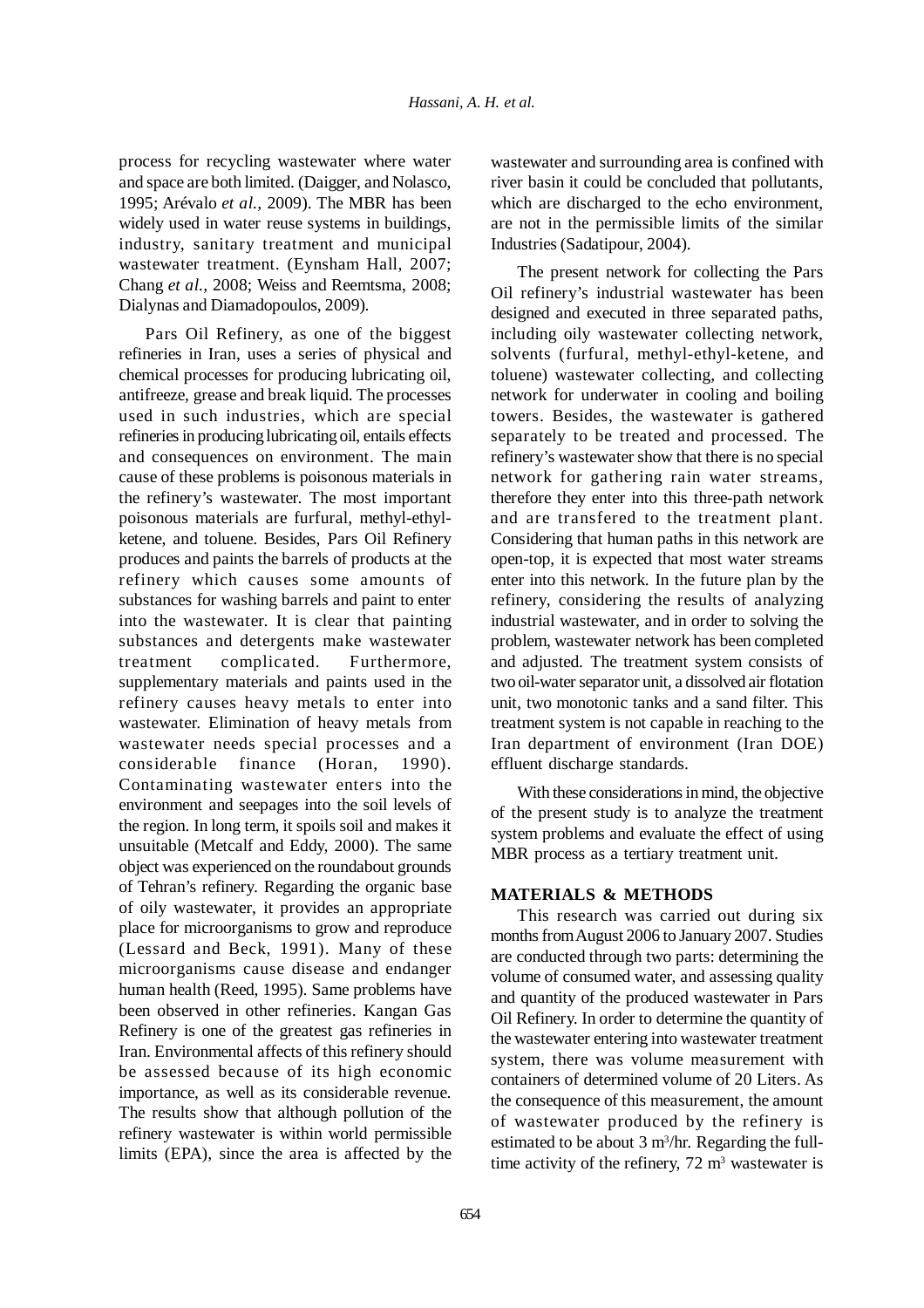process for recycling wastewater where water and space are both limited. (Daigger, and Nolasco, 1995; Arévalo *et al.*, 2009). The MBR has been widely used in water reuse systems in buildings, industry, sanitary treatment and municipal wastewater treatment. (Eynsham Hall, 2007; Chang *et al.*, 2008; Weiss and Reemtsma, 2008; Dialynas and Diamadopoulos, 2009).

Pars Oil Refinery, as one of the biggest refineries in Iran, uses a series of physical and chemical processes for producing lubricating oil, antifreeze, grease and break liquid. The processes used in such industries, which are special refineries in producing lubricating oil, entails effects and consequences on environment. The main cause of these problems is poisonous materials in the refinery's wastewater. The most important poisonous materials are furfural, methyl-ethyl-ketene, and toluene. Besides, Pars Oil Refinery produces and paints the barrels of products at the refinery which causes some amounts of substances for washing barrels and paint to enter into the wastewater. It is clear that painting substances and detergents make wastewater treatment complicated. Furthermore, supplementary materials and paints used in the refinery causes heavy metals to enter into wastewater. Elimination of heavy metals from wastewater needs special processes and a considerable finance (Horan, 1990). Contaminating wastewater enters into the environment and seepages into the soil levels of the region. In long term, it spoils soil and makes it unsuitable (Metcalf and Eddy, 2000). The same object was experienced on the roundabout grounds of Tehran's refinery. Regarding the organic base of oily wastewater, it provides an appropriate place for microorganisms to grow and reproduce (Lessard and Beck, 1991). Many of these microorganisms cause disease and endanger human health (Reed, 1995). Same problems have been observed in other refineries. Kangan Gas Refinery is one of the greatest gas refineries in Iran. Environmental affects of this refinery should be assessed because of its high economic importance, as well as its considerable revenue. The results show that although pollution of the refinery wastewater is within world permissible limits (EPA), since the area is affected by the wastewater and surrounding area is confined with river basin it could be concluded that pollutants, which are discharged to the echo environment, are not in the permissible limits of the similar Industries (Sadatipour, 2004).

The present network for collecting the Pars Oil refinery's industrial wastewater has been designed and executed in three separated paths, including oily wastewater collecting network, solvents (furfural, methyl-ethyl-ketene, and toluene) wastewater collecting, and collecting network for underwater in cooling and boiling towers. Besides, the wastewater is gathered separately to be treated and processed. The refinery's wastewater show that there is no special network for gathering rain water streams, therefore they enter into this three-path network and are transfered to the treatment plant. Considering that human paths in this network are open-top, it is expected that most water streams enter into this network. In the future plan by the refinery, considering the results of analyzing industrial wastewater, and in order to solving the problem, wastewater network has been completed and adjusted. The treatment system consists of two oil-water separator unit, a dissolved air flotation unit, two monotonic tanks and a sand filter. This treatment system is not capable in reaching to the Iran department of environment (Iran DOE) effluent discharge standards.

With these considerations in mind, the objective of the present study is to analyze the treatment system problems and evaluate the effect of using MBR process as a tertiary treatment unit.

## MATERIALS & METHODS

This research was carried out during six months from August 2006 to January 2007. Studies are conducted through two parts: determining the volume of consumed water, and assessing quality and quantity of the produced wastewater in Pars Oil Refinery. In order to determine the quantity of the wastewater entering into wastewater treatment system, there was volume measurement with containers of determined volume of 20 Liters. As the consequence of this measurement, the amount of wastewater produced by the refinery is estimated to be about 3 $m^3$/hr. Regarding the full-time activity of the refinery, 72 $m^3$ wastewater is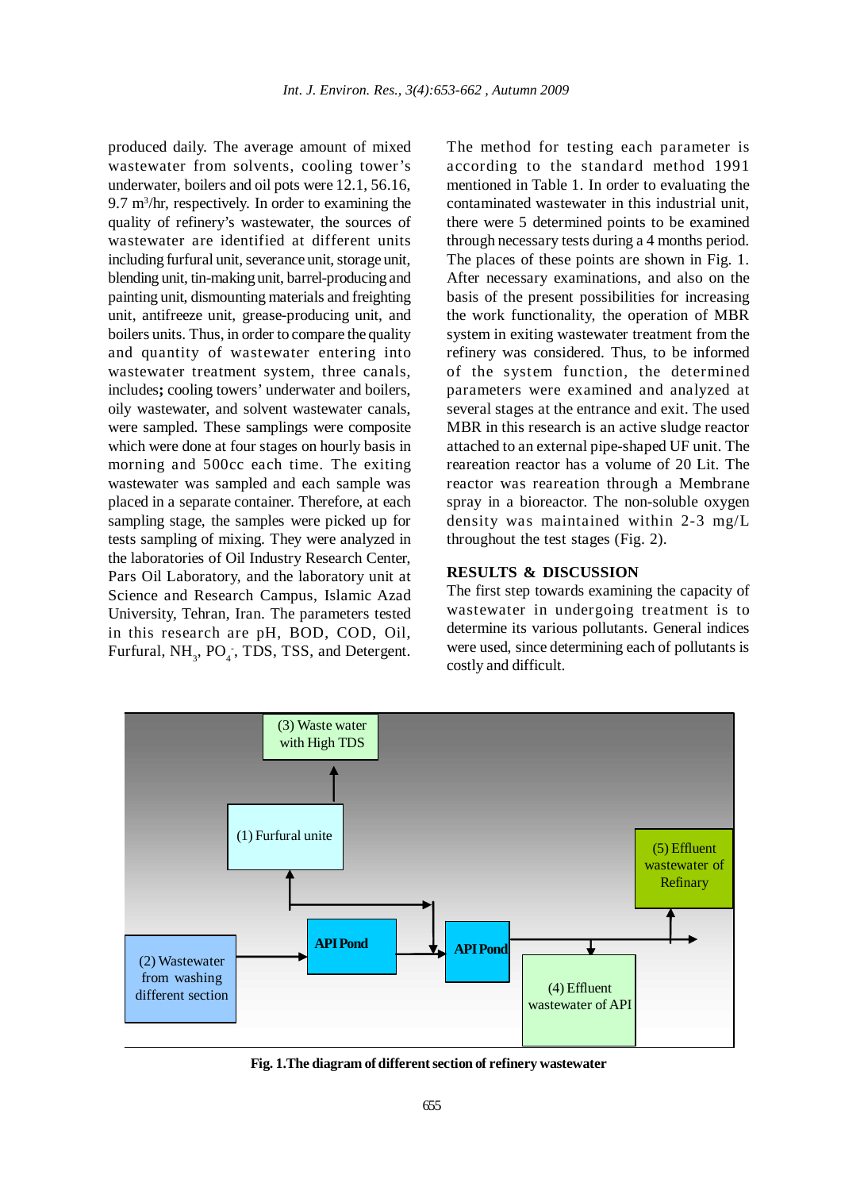produced daily. The average amount of mixed wastewater from solvents, cooling tower's underwater, boilers and oil pots were 12.1, 56.16, 9.7 $m^3$/hr, respectively. In order to examining the quality of refinery's wastewater, the sources of wastewater are identified at different units including furfural unit, severance unit, storage unit, blending unit, tin-making unit, barrel-producing and painting unit, dismounting materials and freighting unit, antifreeze unit, grease-producing unit, and boilers units. Thus, in order to compare the quality and quantity of wastewater entering into wastewater treatment system, three canals, includes**;** cooling towers' underwater and boilers, oily wastewater, and solvent wastewater canals, were sampled. These samplings were composite which were done at four stages on hourly basis in morning and 500cc each time. The exiting wastewater was sampled and each sample was placed in a separate container. Therefore, at each sampling stage, the samples were picked up for tests sampling of mixing. They were analyzed in the laboratories of Oil Industry Research Center, Pars Oil Laboratory, and the laboratory unit at Science and Research Campus, Islamic Azad University, Tehran, Iran. The parameters tested in this research are pH, BOD, COD, Oil, Furfural, $NH_3$, $PO_4^-$, TDS, TSS, and Detergent.

The method for testing each parameter is according to the standard method 1991 mentioned in Table 1. In order to evaluating the contaminated wastewater in this industrial unit, there were 5 determined points to be examined through necessary tests during a 4 months period. The places of these points are shown in Fig. 1. After necessary examinations, and also on the basis of the present possibilities for increasing the work functionality, the operation of MBR system in exiting wastewater treatment from the refinery was considered. Thus, to be informed of the system function, the determined parameters were examined and analyzed at several stages at the entrance and exit. The used MBR in this research is an active sludge reactor attached to an external pipe-shaped UF unit. The reareation reactor has a volume of 20 Lit. The reactor was reareation through a Membrane spray in a bioreactor. The non-soluble oxygen density was maintained within 2-3 mg/L throughout the test stages (Fig. 2).

## RESULTS & DISCUSSION

The first step towards examining the capacity of wastewater in undergoing treatment is to determine its various pollutants. General indices were used, since determining each of pollutants is costly and difficult.

(3) Waste water with High TDS

(1) Furfural unite

(5) Effluent wastewater of Refinery

API Pond

API Pond

(2) Wastewater from washing different section

(4) Effluent wastewater of API

**Fig. 1.The diagram of different section of refinery wastewater**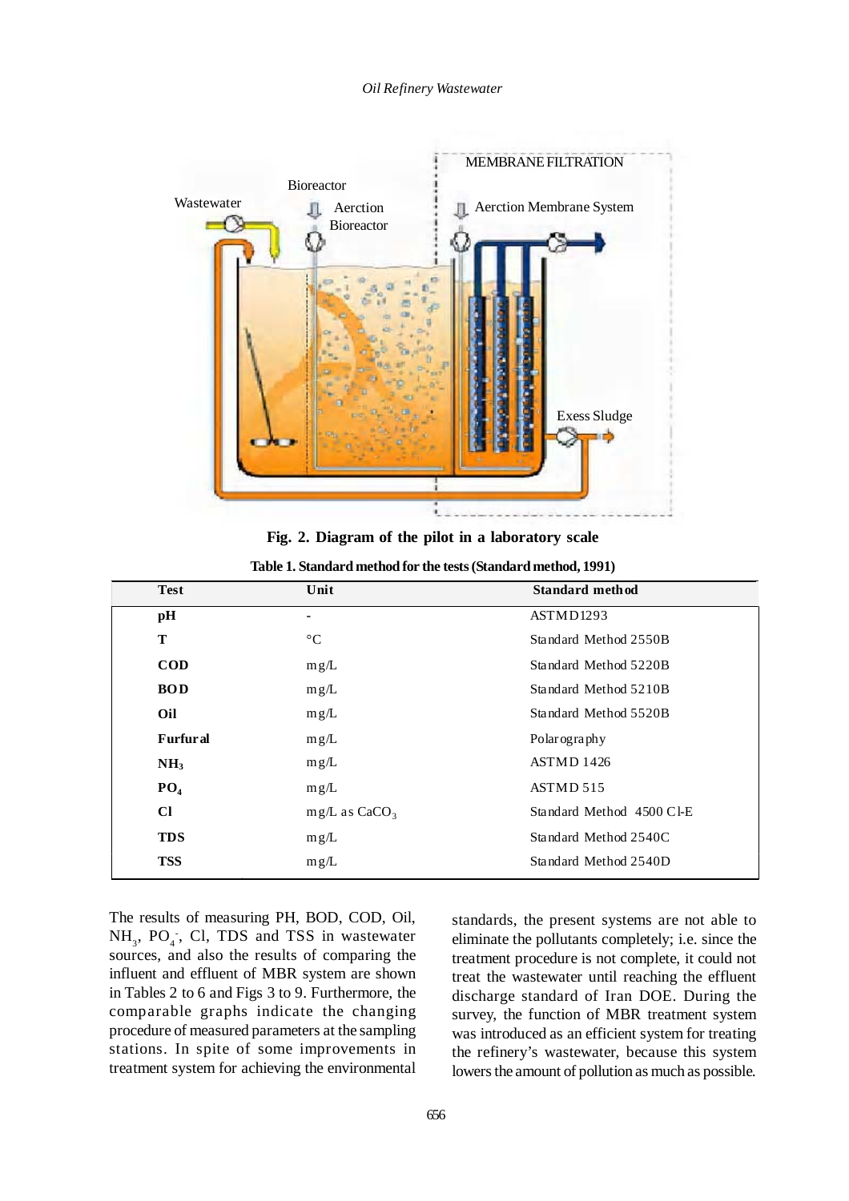Fig. 2. Diagram of the pilot in a laboratory scale

Table 1. Standard method for the tests (Standard method, 1991)

| Test | Unit | Standard method |
|---|---|---|
| pH | - | ASTMD1293 |
| T | °C | Standard Method 2550B |
| COD | mg/L | Standard Method 5220B |
| BOD | mg/L | Standard Method 5210B |
| Oil | mg/L | Standard Method 5520B |
| Furfural | mg/L | Polarography |
| $NH_3$ | mg/L | ASTMD 1426 |
| $PO_4$ | mg/L | ASTMD 515 |
| Cl | mg/L as $CaCO_3$ | Standard Method 4500 Cl-E |
| TDS | mg/L | Standard Method 2540C |
| TSS | mg/L | Standard Method 2540D |

The results of measuring PH, BOD, COD, Oil, $NH_3$, $PO_4^-$, Cl, TDS and TSS in wastewater sources, and also the results of comparing the influent and effluent of MBR system are shown in Tables 2 to 6 and Figs 3 to 9. Furthermore, the comparable graphs indicate the changing procedure of measured parameters at the sampling stations. In spite of some improvements in treatment system for achieving the environmental standards, the present systems are not able to eliminate the pollutants completely; i.e. since the treatment procedure is not complete, it could not treat the wastewater until reaching the effluent discharge standard of Iran DOE. During the survey, the function of MBR treatment system was introduced as an efficient system for treating the refinery's wastewater, because this system lowers the amount of pollution as much as possible.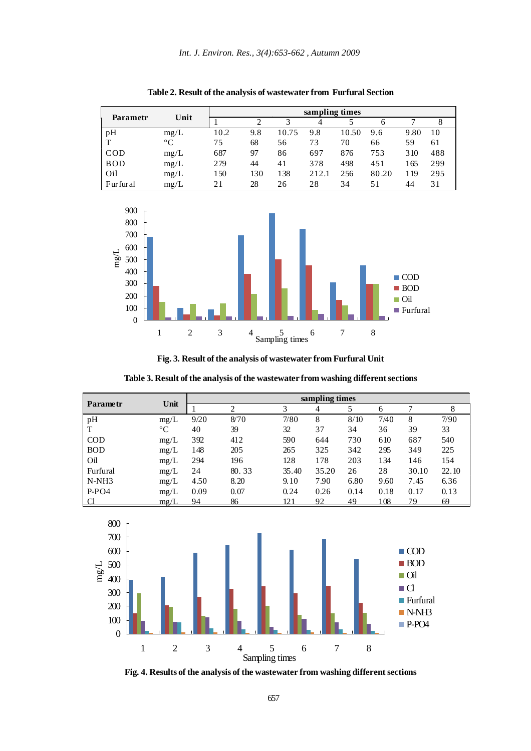**Table 2. Result of the analysis of wastewater from Furfural Section**

| Parametr | Unit | sampling times | | | | | | | |
|---|---|---|---|---|---|---|---|---|---|
| | | 1 | 2 | 3 | 4 | 5 | 6 | 7 | 8 |
| pH | mg/L | 10.2 | 9.8 | 10.75 | 9.8 | 10.50 | 9.6 | 9.80 | 10 |
| T | °C | 75 | 68 | 56 | 73 | 70 | 66 | 59 | 61 |
| COD | mg/L | 687 | 97 | 86 | 697 | 876 | 753 | 310 | 488 |
| BOD | mg/L | 279 | 44 | 41 | 378 | 498 | 451 | 165 | 299 |
| Oil | mg/L | 150 | 130 | 138 | 212.1 | 256 | 80.20 | 119 | 295 |
| Furfural | mg/L | 21 | 28 | 26 | 28 | 34 | 51 | 44 | 31 |

**Fig. 3. Result of the analysis of wastewater from Furfural Unit**

**Table 3. Result of the analysis of the wastewater from washing different sections**

| Parametr | Unit | sampling times | | | | | | | |
|---|---|---|---|---|---|---|---|---|---|
| | | 1 | 2 | 3 | 4 | 5 | 6 | 7 | 8 |
| pH | mg/L | 9/20 | 8/70 | 7/80 | 8 | 8/10 | 7/40 | 8 | 7/90 |
| T | °C | 40 | 39 | 32 | 37 | 34 | 36 | 39 | 33 |
| COD | mg/L | 392 | 412 | 590 | 644 | 730 | 610 | 687 | 540 |
| BOD | mg/L | 148 | 205 | 265 | 325 | 342 | 295 | 349 | 225 |
| Oil | mg/L | 294 | 196 | 128 | 178 | 203 | 134 | 146 | 154 |
| Furfural | mg/L | 24 | 80. 33 | 35.40 | 35.20 | 26 | 28 | 30.10 | 22.10 |
| N-NH3 | mg/L | 4.50 | 8.20 | 9.10 | 7.90 | 6.80 | 9.60 | 7.45 | 6.36 |
| P-PO4 | mg/L | 0.09 | 0.07 | 0.24 | 0.26 | 0.14 | 0.18 | 0.17 | 0.13 |
| Cl | mg/L | 94 | 86 | 121 | 92 | 49 | 108 | 79 | 69 |

**Fig. 4. Results of the analysis of the wastewater from washing different sections**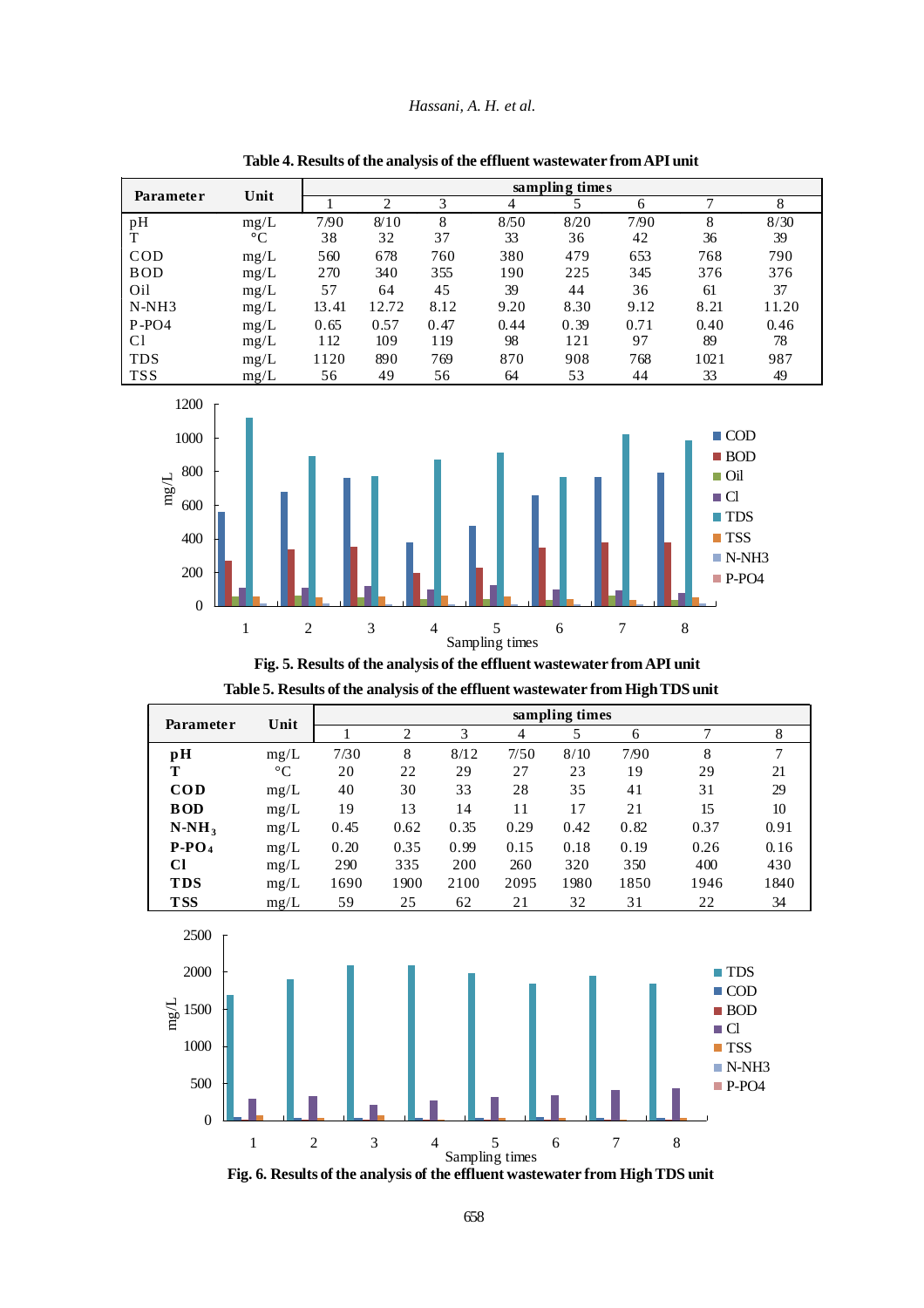**Table 4. Results of the analysis of the effluent wastewater from API unit**

| Parameter | Unit | sampling times | | | | | | | |
|---|---|---|---|---|---|---|---|---|---|
| | | 1 | 2 | 3 | 4 | 5 | 6 | 7 | 8 |
| pH | mg/L | 7/90 | 8/10 | 8 | 8/50 | 8/20 | 7/90 | 8 | 8/30 |
| T | °C | 38 | 32 | 37 | 33 | 36 | 42 | 36 | 39 |
| COD | mg/L | 560 | 678 | 760 | 380 | 479 | 653 | 768 | 790 |
| BOD | mg/L | 270 | 340 | 355 | 190 | 225 | 345 | 376 | 376 |
| Oil | mg/L | 57 | 64 | 45 | 39 | 44 | 36 | 61 | 37 |
| N-NH3 | mg/L | 13.41 | 12.72 | 8.12 | 9.20 | 8.30 | 9.12 | 8.21 | 11.20 |
| P-PO4 | mg/L | 0.65 | 0.57 | 0.47 | 0.44 | 0.39 | 0.71 | 0.40 | 0.46 |
| Cl | mg/L | 112 | 109 | 119 | 98 | 121 | 97 | 89 | 78 |
| TDS | mg/L | 1120 | 890 | 769 | 870 | 908 | 768 | 1021 | 987 |
| TSS | mg/L | 56 | 49 | 56 | 64 | 53 | 44 | 33 | 49 |

**Fig. 5. Results of the analysis of the effluent wastewater from API unit**

**Table 5. Results of the analysis of the effluent wastewater from High TDS unit**

| Parameter | Unit | sampling times | | | | | | | |
|---|---|---|---|---|---|---|---|---|---|
| | | 1 | 2 | 3 | 4 | 5 | 6 | 7 | 8 |
| **pH** | mg/L | 7/30 | 8 | 8/12 | 7/50 | 8/10 | 7/90 | 8 | 7 |
| **T** | °C | 20 | 22 | 29 | 27 | 23 | 19 | 29 | 21 |
| **COD** | mg/L | 40 | 30 | 33 | 28 | 35 | 41 | 31 | 29 |
| **BOD** | mg/L | 19 | 13 | 14 | 11 | 17 | 21 | 15 | 10 |
| **$N\text{-}NH_3$** | mg/L | 0.45 | 0.62 | 0.35 | 0.29 | 0.42 | 0.82 | 0.37 | 0.91 |
| **$P\text{-}PO_4$** | mg/L | 0.20 | 0.35 | 0.99 | 0.15 | 0.18 | 0.19 | 0.26 | 0.16 |
| **Cl** | mg/L | 290 | 335 | 200 | 260 | 320 | 350 | 400 | 430 |
| **TDS** | mg/L | 1690 | 1900 | 2100 | 2095 | 1980 | 1850 | 1946 | 1840 |
| **TSS** | mg/L | 59 | 25 | 62 | 21 | 32 | 31 | 22 | 34 |

**Fig. 6. Results of the analysis of the effluent wastewater from High TDS unit**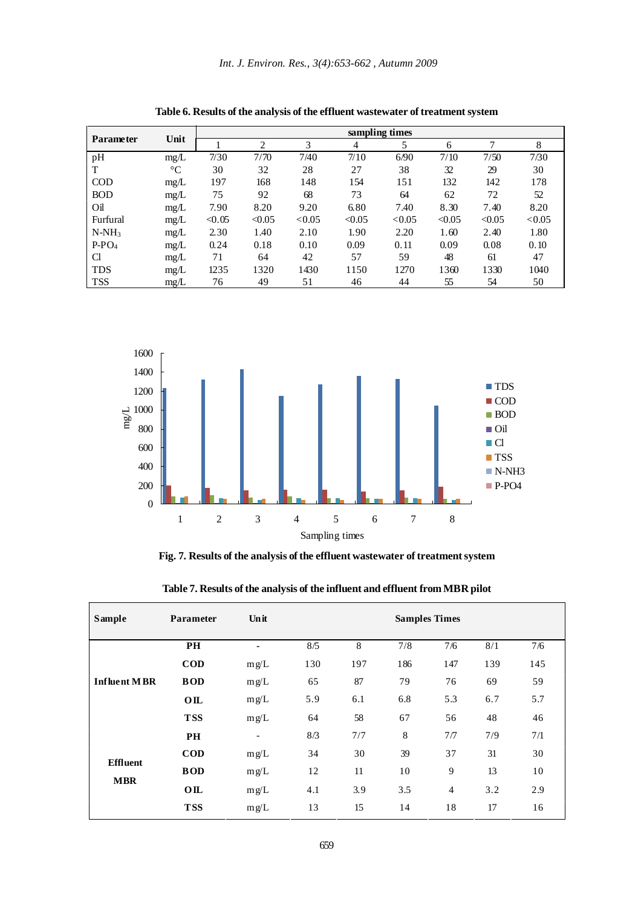**Table 6. Results of the analysis of the effluent wastewater of treatment system**

| Parameter | Unit | sampling times | | | | | | | |
|---|---|---|---|---|---|---|---|---|---|
| | | 1 | 2 | 3 | 4 | 5 | 6 | 7 | 8 |
| pH | mg/L | 7/30 | 7/70 | 7/40 | 7/10 | 6/90 | 7/10 | 7/50 | 7/30 |
| T | °C | 30 | 32 | 28 | 27 | 38 | 32 | 29 | 30 |
| COD | mg/L | 197 | 168 | 148 | 154 | 151 | 132 | 142 | 178 |
| BOD | mg/L | 75 | 92 | 68 | 73 | 64 | 62 | 72 | 52 |
| Oil | mg/L | 7.90 | 8.20 | 9.20 | 6.80 | 7.40 | 8.30 | 7.40 | 8.20 |
| Furfural | mg/L | <0.05 | <0.05 | <0.05 | <0.05 | <0.05 | <0.05 | <0.05 | <0.05 |
| $N\text{-}NH_3$ | mg/L | 2.30 | 1.40 | 2.10 | 1.90 | 2.20 | 1.60 | 2.40 | 1.80 |
| $P\text{-}PO_4$ | mg/L | 0.24 | 0.18 | 0.10 | 0.09 | 0.11 | 0.09 | 0.08 | 0.10 |
| Cl | mg/L | 71 | 64 | 42 | 57 | 59 | 48 | 61 | 47 |
| TDS | mg/L | 1235 | 1320 | 1430 | 1150 | 1270 | 1360 | 1330 | 1040 |
| TSS | mg/L | 76 | 49 | 51 | 46 | 44 | 55 | 54 | 50 |

**Fig. 7. Results of the analysis of the effluent wastewater of treatment system**

**Table 7. Results of the analysis of the influent and effluent from MBR pilot**

| Sample | Parameter | Unit | Samples Times | | | | | |
|---|---|---|---|---|---|---|---|---|
| Influent MBR | PH | - | 8/5 | 8 | 7/8 | 7/6 | 8/1 | 7/6 |
| | COD | mg/L | 130 | 197 | 186 | 147 | 139 | 145 |
| | BOD | mg/L | 65 | 87 | 79 | 76 | 69 | 59 |
| | OIL | mg/L | 5.9 | 6.1 | 6.8 | 5.3 | 6.7 | 5.7 |
| | TSS | mg/L | 64 | 58 | 67 | 56 | 48 | 46 |
| Effluent MBR | PH | - | 8/3 | 7/7 | 8 | 7/7 | 7/9 | 7/1 |
| | COD | mg/L | 34 | 30 | 39 | 37 | 31 | 30 |
| | BOD | mg/L | 12 | 11 | 10 | 9 | 13 | 10 |
| | OIL | mg/L | 4.1 | 3.9 | 3.5 | 4 | 3.2 | 2.9 |
| | TSS | mg/L | 13 | 15 | 14 | 18 | 17 | 16 |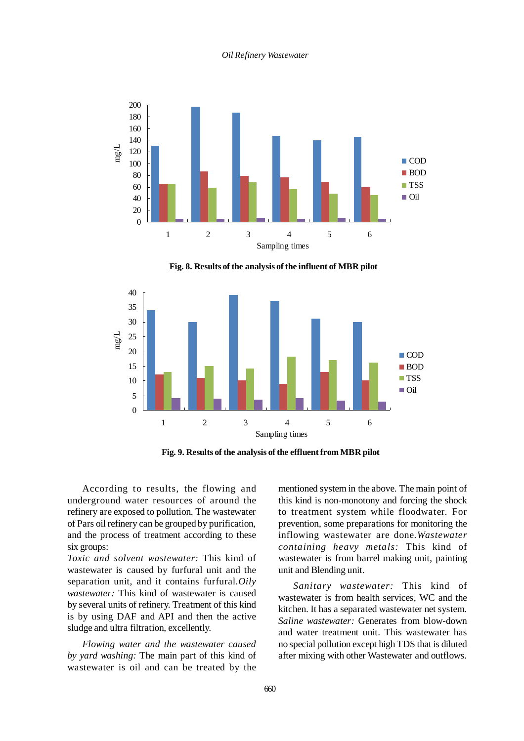**Fig. 8. Results of the analysis of the influent of MBR pilot**

**Fig. 9. Results of the analysis of the effluent from MBR pilot**

According to results, the flowing and underground water resources of around the refinery are exposed to pollution. The wastewater of Pars oil refinery can be grouped by purification, and the process of treatment according to these six groups:

*Toxic and solvent wastewater:* This kind of wastewater is caused by furfural unit and the separation unit, and it contains furfural.*Oily wastewater:* This kind of wastewater is caused by several units of refinery. Treatment of this kind is by using DAF and API and then the active sludge and ultra filtration, excellently.

*Flowing water and the wastewater caused by yard washing:* The main part of this kind of wastewater is oil and can be treated by the mentioned system in the above. The main point of this kind is non-monotony and forcing the shock to treatment system while floodwater. For prevention, some preparations for monitoring the inflowing wastewater are done.*Wastewater containing heavy metals:* This kind of wastewater is from barrel making unit, painting unit and Blending unit.

*Sanitary wastewater:* This kind of wastewater is from health services, WC and the kitchen. It has a separated wastewater net system. *Saline wastewater:* Generates from blow-down and water treatment unit. This wastewater has no special pollution except high TDS that is diluted after mixing with other Wastewater and outflows.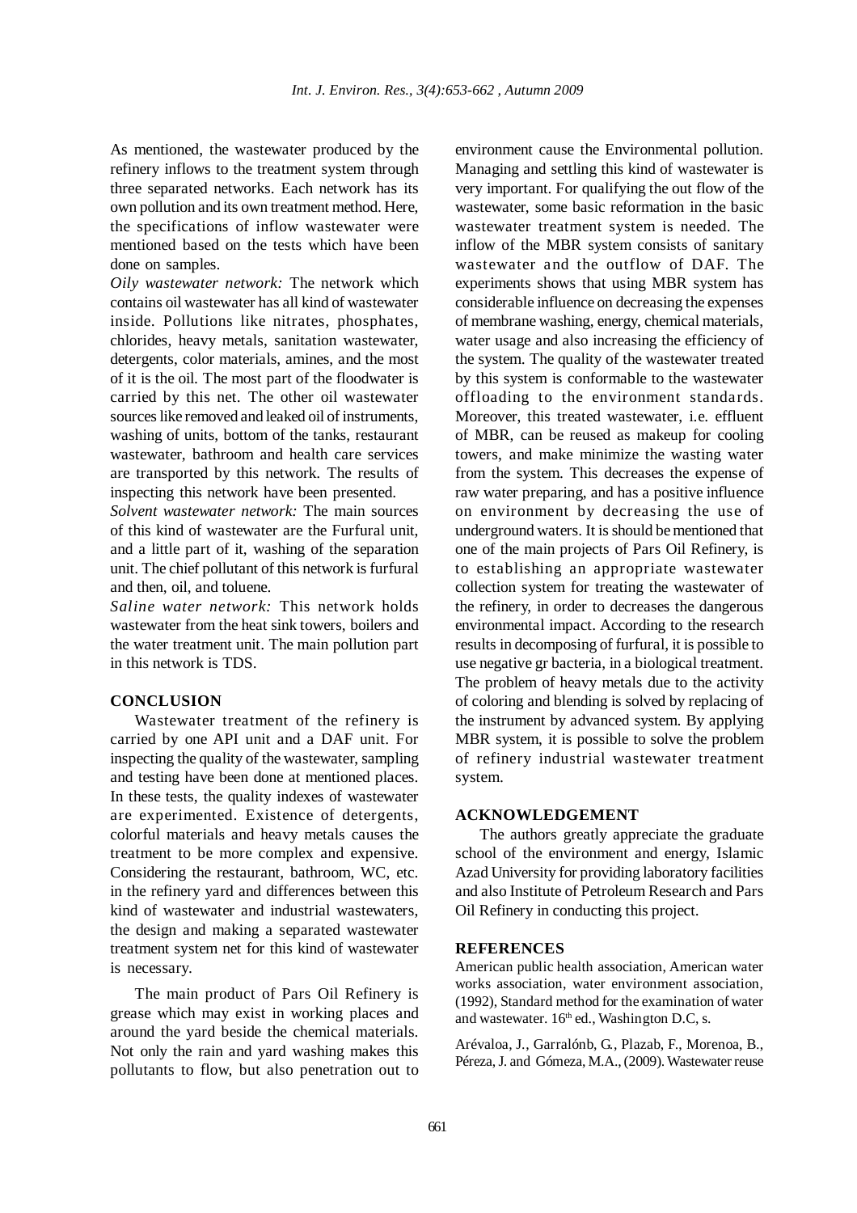As mentioned, the wastewater produced by the refinery inflows to the treatment system through three separated networks. Each network has its own pollution and its own treatment method. Here, the specifications of inflow wastewater were mentioned based on the tests which have been done on samples.

*Oily wastewater network:* The network which contains oil wastewater has all kind of wastewater inside. Pollutions like nitrates, phosphates, chlorides, heavy metals, sanitation wastewater, detergents, color materials, amines, and the most of it is the oil. The most part of the floodwater is carried by this net. The other oil wastewater sources like removed and leaked oil of instruments, washing of units, bottom of the tanks, restaurant wastewater, bathroom and health care services are transported by this network. The results of inspecting this network have been presented.

*Solvent wastewater network:* The main sources of this kind of wastewater are the Furfural unit, and a little part of it, washing of the separation unit. The chief pollutant of this network is furfural and then, oil, and toluene.

*Saline water network:* This network holds wastewater from the heat sink towers, boilers and the water treatment unit. The main pollution part in this network is TDS.

## CONCLUSION

Wastewater treatment of the refinery is carried by one API unit and a DAF unit. For inspecting the quality of the wastewater, sampling and testing have been done at mentioned places. In these tests, the quality indexes of wastewater are experimented. Existence of detergents, colorful materials and heavy metals causes the treatment to be more complex and expensive. Considering the restaurant, bathroom, WC, etc. in the refinery yard and differences between this kind of wastewater and industrial wastewaters, the design and making a separated wastewater treatment system net for this kind of wastewater is necessary.

The main product of Pars Oil Refinery is grease which may exist in working places and around the yard beside the chemical materials. Not only the rain and yard washing makes this pollutants to flow, but also penetration out to environment cause the Environmental pollution. Managing and settling this kind of wastewater is very important. For qualifying the out flow of the wastewater, some basic reformation in the basic wastewater treatment system is needed. The inflow of the MBR system consists of sanitary wastewater and the outflow of DAF. The experiments shows that using MBR system has considerable influence on decreasing the expenses of membrane washing, energy, chemical materials, water usage and also increasing the efficiency of the system. The quality of the wastewater treated by this system is conformable to the wastewater offloading to the environment standards. Moreover, this treated wastewater, i.e. effluent of MBR, can be reused as makeup for cooling towers, and make minimize the wasting water from the system. This decreases the expense of raw water preparing, and has a positive influence on environment by decreasing the use of underground waters. It is should be mentioned that one of the main projects of Pars Oil Refinery, is to establishing an appropriate wastewater collection system for treating the wastewater of the refinery, in order to decreases the dangerous environmental impact. According to the research results in decomposing of furfural, it is possible to use negative gr bacteria, in a biological treatment. The problem of heavy metals due to the activity of coloring and blending is solved by replacing of the instrument by advanced system. By applying MBR system, it is possible to solve the problem of refinery industrial wastewater treatment system.

## ACKNOWLEDGEMENT

The authors greatly appreciate the graduate school of the environment and energy, Islamic Azad University for providing laboratory facilities and also Institute of Petroleum Research and Pars Oil Refinery in conducting this project.

## REFERENCES

American public health association, American water works association, water environment association, (1992), Standard method for the examination of water and wastewater. 16th ed., Washington D.C, s.

Arévaloa, J., Garralónb, G., Plazab, F., Morenoa, B., Péreza, J. and Gómeza, M.A., (2009). Wastewater reuse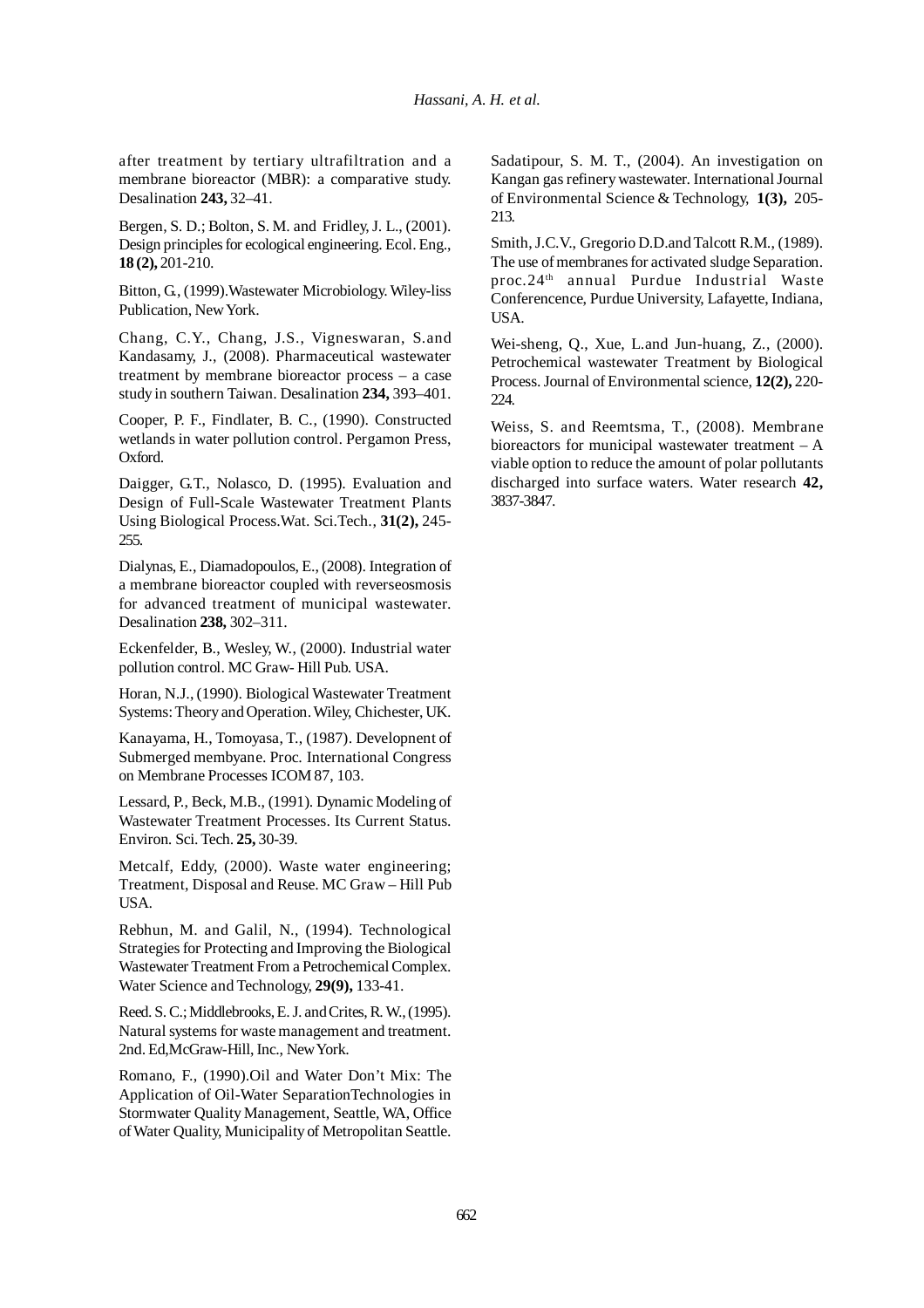after treatment by tertiary ultrafiltration and a membrane bioreactor (MBR): a comparative study. Desalination **243,** 32–41.

Bergen, S. D.; Bolton, S. M. and Fridley, J. L., (2001). Design principles for ecological engineering. Ecol. Eng., **18 (2),** 201-210.

Bitton, G., (1999).Wastewater Microbiology. Wiley-liss Publication, New York.

Chang, C.Y., Chang, J.S., Vigneswaran, S.and Kandasamy, J., (2008). Pharmaceutical wastewater treatment by membrane bioreactor process – a case study in southern Taiwan. Desalination **234,** 393–401.

Cooper, P. F., Findlater, B. C., (1990). Constructed wetlands in water pollution control. Pergamon Press, Oxford.

Daigger, G.T., Nolasco, D. (1995). Evaluation and Design of Full-Scale Wastewater Treatment Plants Using Biological Process.Wat. Sci.Tech., **31(2),** 245-255.

Dialynas, E., Diamadopoulos, E., (2008). Integration of a membrane bioreactor coupled with reverseosmosis for advanced treatment of municipal wastewater. Desalination **238,** 302–311.

Eckenfelder, B., Wesley, W., (2000). Industrial water pollution control. MC Graw- Hill Pub. USA.

Horan, N.J., (1990). Biological Wastewater Treatment Systems: Theory and Operation. Wiley, Chichester, UK.

Kanayama, H., Tomoyasa, T., (1987). Developnent of Submerged membyane. Proc. International Congress on Membrane Processes ICOM 87, 103.

Lessard, P., Beck, M.B., (1991). Dynamic Modeling of Wastewater Treatment Processes. Its Current Status. Environ. Sci. Tech. **25,** 30-39.

Metcalf, Eddy, (2000). Waste water engineering; Treatment, Disposal and Reuse. MC Graw – Hill Pub USA.

Rebhun, M. and Galil, N., (1994). Technological Strategies for Protecting and Improving the Biological Wastewater Treatment From a Petrochemical Complex. Water Science and Technology, **29(9),** 133-41.

Reed. S. C.; Middlebrooks, E. J. and Crites, R. W., (1995). Natural systems for waste management and treatment. 2nd. Ed,McGraw-Hill, Inc., New York.

Romano, F., (1990).Oil and Water Don't Mix: The Application of Oil-Water SeparationTechnologies in Stormwater Quality Management, Seattle, WA, Office of Water Quality, Municipality of Metropolitan Seattle.

Sadatipour, S. M. T., (2004). An investigation on Kangan gas refinery wastewater. International Journal of Environmental Science & Technology, **1(3),** 205-213.

Smith, J.C.V., Gregorio D.D.and Talcott R.M., (1989). The use of membranes for activated sludge Separation. proc.24th annual Purdue Industrial Waste Conferencence, Purdue University, Lafayette, Indiana, USA.

Wei-sheng, Q., Xue, L.and Jun-huang, Z., (2000). Petrochemical wastewater Treatment by Biological Process. Journal of Environmental science, **12(2),** 220-224.

Weiss, S. and Reemtsma, T., (2008). Membrane bioreactors for municipal wastewater treatment – A viable option to reduce the amount of polar pollutants discharged into surface waters. Water research **42,** 3837-3847.